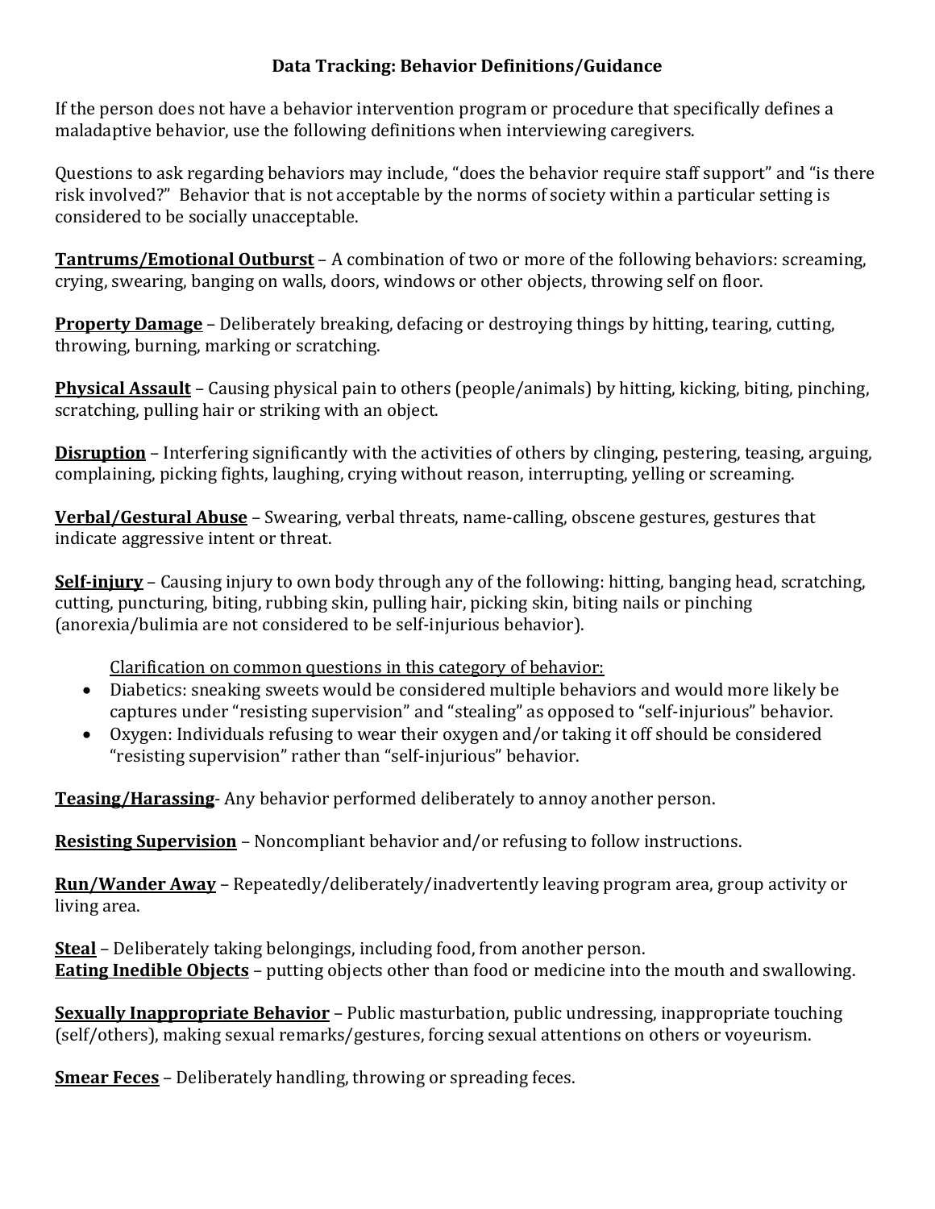# Data Tracking: Behavior Definitions/Guidance

If the person does not have a behavior intervention program or procedure that specifically defines a maladaptive behavior, use the following definitions when interviewing caregivers.

Questions to ask regarding behaviors may include, "does the behavior require staff support" and "is there risk involved?" Behavior that is not acceptable by the norms of society within a particular setting is considered to be socially unacceptable.

**Tantrums/Emotional Outburst** – A combination of two or more of the following behaviors: screaming, crying, swearing, banging on walls, doors, windows or other objects, throwing self on floor.

**Property Damage** – Deliberately breaking, defacing or destroying things by hitting, tearing, cutting, throwing, burning, marking or scratching.

**Physical Assault** – Causing physical pain to others (people/animals) by hitting, kicking, biting, pinching, scratching, pulling hair or striking with an object.

**Disruption** – Interfering significantly with the activities of others by clinging, pestering, teasing, arguing, complaining, picking fights, laughing, crying without reason, interrupting, yelling or screaming.

**Verbal/Gestural Abuse** – Swearing, verbal threats, name-calling, obscene gestures, gestures that indicate aggressive intent or threat.

**Self-injury** – Causing injury to own body through any of the following: hitting, banging head, scratching, cutting, puncturing, biting, rubbing skin, pulling hair, picking skin, biting nails or pinching (anorexia/bulimia are not considered to be self-injurious behavior).

Clarification on common questions in this category of behavior:

- Diabetics: sneaking sweets would be considered multiple behaviors and would more likely be captures under "resisting supervision" and "stealing" as opposed to "self-injurious" behavior.
- Oxygen: Individuals refusing to wear their oxygen and/or taking it off should be considered "resisting supervision" rather than "self-injurious" behavior.

**Teasing/Harassing**- Any behavior performed deliberately to annoy another person.

**Resisting Supervision** – Noncompliant behavior and/or refusing to follow instructions.

**Run/Wander Away** – Repeatedly/deliberately/inadvertently leaving program area, group activity or living area.

**Steal** – Deliberately taking belongings, including food, from another person.
**Eating Inedible Objects** – putting objects other than food or medicine into the mouth and swallowing.

**Sexually Inappropriate Behavior** – Public masturbation, public undressing, inappropriate touching (self/others), making sexual remarks/gestures, forcing sexual attentions on others or voyeurism.

**Smear Feces** – Deliberately handling, throwing or spreading feces.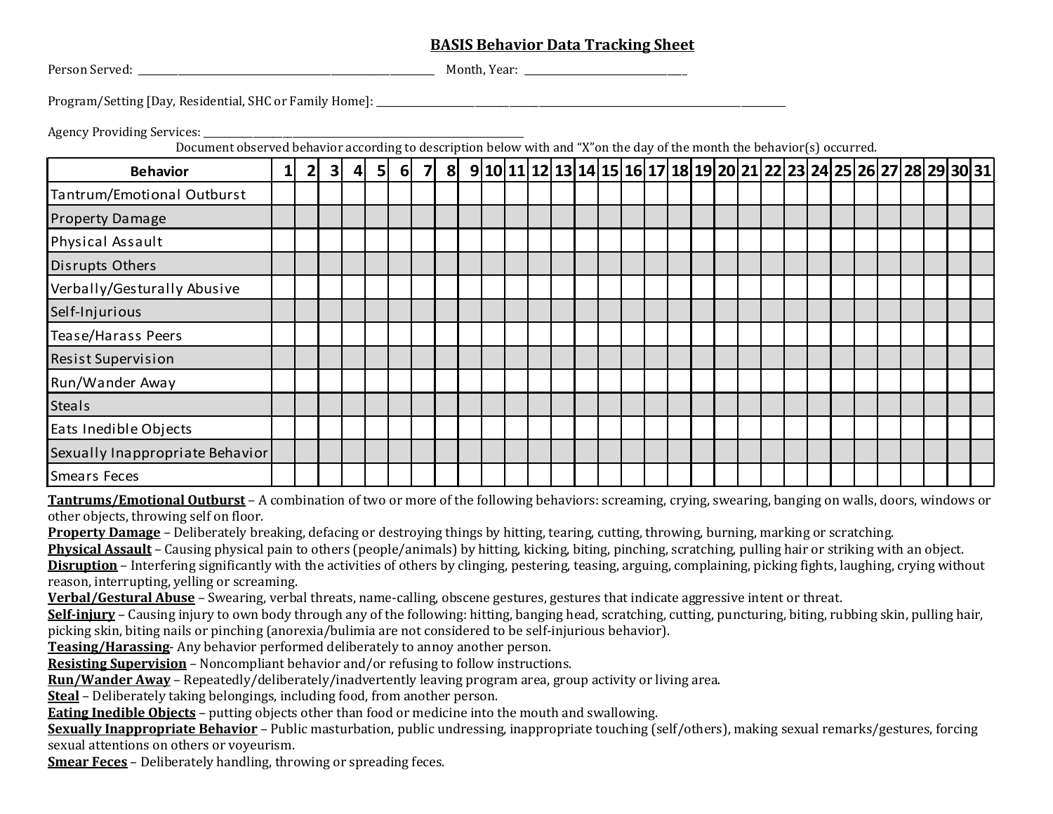# BASIS Behavior Data Tracking Sheet

Person Served: ______________________________________________ Month, Year: __________________________

Program/Setting [Day, Residential, SHC or Family Home]: ____________________________________________________________________

Agency Providing Services: ____________________________________________________

Document observed behavior according to description below with and "X"on the day of the month the behavior(s) occurred.

| Behavior | 1 | 2 | 3 | 4 | 5 | 6 | 7 | 8 | 9 | 10 | 11 | 12 | 13 | 14 | 15 | 16 | 17 | 18 | 19 | 20 | 21 | 22 | 23 | 24 | 25 | 26 | 27 | 28 | 29 | 30 | 31 |
|---|---|---|---|---|---|---|---|---|---|---|---|---|---|---|---|---|---|---|---|---|---|---|---|---|---|---|---|---|---|---|---|
| Tantrum/Emotional Outburst | | | | | | | | | | | | | | | | | | | | | | | | | | | | | | | |
| Property Damage | | | | | | | | | | | | | | | | | | | | | | | | | | | | | | | |
| Physical Assault | | | | | | | | | | | | | | | | | | | | | | | | | | | | | | | |
| Disrupts Others | | | | | | | | | | | | | | | | | | | | | | | | | | | | | | | |
| Verbally/Gesturally Abusive | | | | | | | | | | | | | | | | | | | | | | | | | | | | | | | |
| Self-Injurious | | | | | | | | | | | | | | | | | | | | | | | | | | | | | | | |
| Tease/Harass Peers | | | | | | | | | | | | | | | | | | | | | | | | | | | | | | | |
| Resist Supervision | | | | | | | | | | | | | | | | | | | | | | | | | | | | | | | |
| Run/Wander Away | | | | | | | | | | | | | | | | | | | | | | | | | | | | | | | |
| Steals | | | | | | | | | | | | | | | | | | | | | | | | | | | | | | | |
| Eats Inedible Objects | | | | | | | | | | | | | | | | | | | | | | | | | | | | | | | |
| Sexually Inappropriate Behavior | | | | | | | | | | | | | | | | | | | | | | | | | | | | | | | |
| Smears Feces | | | | | | | | | | | | | | | | | | | | | | | | | | | | | | | |

**Tantrums/Emotional Outburst** – A combination of two or more of the following behaviors: screaming, crying, swearing, banging on walls, doors, windows or other objects, throwing self on floor.
**Property Damage** – Deliberately breaking, defacing or destroying things by hitting, tearing, cutting, throwing, burning, marking or scratching.
**Physical Assault** – Causing physical pain to others (people/animals) by hitting, kicking, biting, pinching, scratching, pulling hair or striking with an object.
**Disruption** – Interfering significantly with the activities of others by clinging, pestering, teasing, arguing, complaining, picking fights, laughing, crying without reason, interrupting, yelling or screaming.
**Verbal/Gestural Abuse** – Swearing, verbal threats, name-calling, obscene gestures, gestures that indicate aggressive intent or threat.
**Self-injury** – Causing injury to own body through any of the following: hitting, banging head, scratching, cutting, puncturing, biting, rubbing skin, pulling hair, picking skin, biting nails or pinching (anorexia/bulimia are not considered to be self-injurious behavior).
**Teasing/Harassing**- Any behavior performed deliberately to annoy another person.
**Resisting Supervision** – Noncompliant behavior and/or refusing to follow instructions.
**Run/Wander Away** – Repeatedly/deliberately/inadvertently leaving program area, group activity or living area.
**Steal** – Deliberately taking belongings, including food, from another person.
**Eating Inedible Objects** – putting objects other than food or medicine into the mouth and swallowing.
**Sexually Inappropriate Behavior** – Public masturbation, public undressing, inappropriate touching (self/others), making sexual remarks/gestures, forcing sexual attentions on others or voyeurism.
**Smear Feces** – Deliberately handling, throwing or spreading feces.